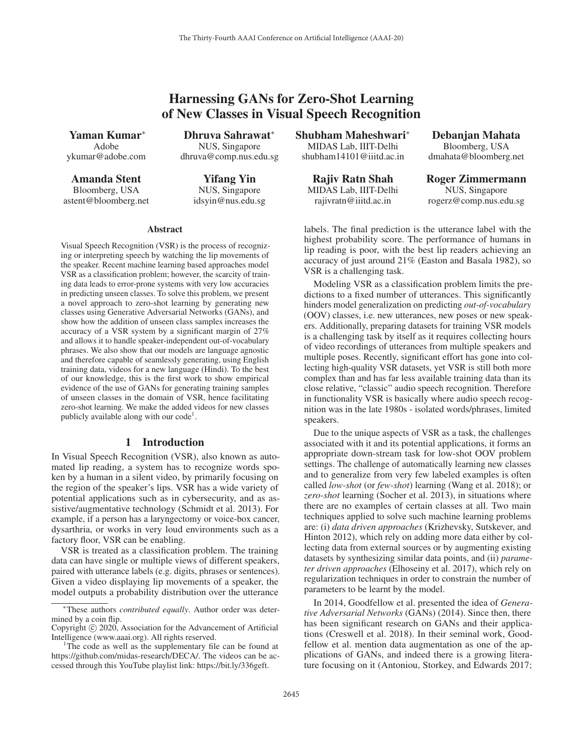# Harnessing GANs for Zero-Shot Learning of New Classes in Visual Speech Recognition

**Yaman Kumar***
Adobe
ykumar@adobe.com

**Dhruva Sahrawat***
NUS, Singapore
dhruva@comp.nus.edu.sg

**Shubham Maheshwari***
MIDAS Lab, IIIT-Delhi
shubham14101@iiitd.ac.in

**Debanjan Mahata**
Bloomberg, USA
dmahata@bloomberg.net

**Amanda Stent**
Bloomberg, USA
astent@bloomberg.net

**Yifang Yin**
NUS, Singapore
idsyin@nus.edu.sg

**Rajiv Ratn Shah**
MIDAS Lab, IIIT-Delhi
rajivratn@iiitd.ac.in

**Roger Zimmermann**
NUS, Singapore
rogerz@comp.nus.edu.sg

## Abstract

Visual Speech Recognition (VSR) is the process of recognizing or interpreting speech by watching the lip movements of the speaker. Recent machine learning based approaches model VSR as a classification problem; however, the scarcity of training data leads to error-prone systems with very low accuracies in predicting unseen classes. To solve this problem, we present a novel approach to zero-shot learning by generating new classes using Generative Adversarial Networks (GANs), and show how the addition of unseen class samples increases the accuracy of a VSR system by a significant margin of 27% and allows it to handle speaker-independent out-of-vocabulary phrases. We also show that our models are language agnostic and therefore capable of seamlessly generating, using English training data, videos for a new language (Hindi). To the best of our knowledge, this is the first work to show empirical evidence of the use of GANs for generating training samples of unseen classes in the domain of VSR, hence facilitating zero-shot learning. We make the added videos for new classes publicly available along with our code[1].

## 1 Introduction

In Visual Speech Recognition (VSR), also known as automated lip reading, a system has to recognize words spoken by a human in a silent video, by primarily focusing on the region of the speaker's lips. VSR has a wide variety of potential applications such as in cybersecurity, and as assistive/augmentative technology (Schmidt et al. 2013). For example, if a person has a laryngectomy or voice-box cancer, dysarthria, or works in very loud environments such as a factory floor, VSR can be enabling.

VSR is treated as a classification problem. The training data can have single or multiple views of different speakers, paired with utterance labels (e.g. digits, phrases or sentences). Given a video displaying lip movements of a speaker, the model outputs a probability distribution over the utterance labels. The final prediction is the utterance label with the highest probability score. The performance of humans in lip reading is poor, with the best lip readers achieving an accuracy of just around 21% (Easton and Basala 1982), so VSR is a challenging task.

Modeling VSR as a classification problem limits the predictions to a fixed number of utterances. This significantly hinders model generalization on predicting *out-of-vocabulary* (OOV) classes, i.e. new utterances, new poses or new speakers. Additionally, preparing datasets for training VSR models is a challenging task by itself as it requires collecting hours of video recordings of utterances from multiple speakers and multiple poses. Recently, significant effort has gone into collecting high-quality VSR datasets, yet VSR is still both more complex than and has far less available training data than its close relative, "classic" audio speech recognition. Therefore in functionality VSR is basically where audio speech recognition was in the late 1980s - isolated words/phrases, limited speakers.

Due to the unique aspects of VSR as a task, the challenges associated with it and its potential applications, it forms an appropriate down-stream task for low-shot OOV problem settings. The challenge of automatically learning new classes and to generalize from very few labeled examples is often called *low-shot* (or *few-shot*) learning (Wang et al. 2018); or *zero-shot* learning (Socher et al. 2013), in situations where there are no examples of certain classes at all. Two main techniques applied to solve such machine learning problems are: (i) *data driven approaches* (Krizhevsky, Sutskever, and Hinton 2012), which rely on adding more data either by collecting data from external sources or by augmenting existing datasets by synthesizing similar data points, and (ii) *parameter driven approaches* (Elhoseiny et al. 2017), which rely on regularization techniques in order to constrain the number of parameters to be learnt by the model.

In 2014, Goodfellow et al. presented the idea of *Generative Adversarial Networks* (GANs) (2014). Since then, there has been significant research on GANs and their applications (Creswell et al. 2018). In their seminal work, Goodfellow et al. mention data augmentation as one of the applications of GANs, and indeed there is a growing literature focusing on it (Antoniou, Storkey, and Edwards 2017;

*These authors *contributed equally*. Author order was determined by a coin flip.

Copyright © 2020, Association for the Advancement of Artificial Intelligence (www.aaai.org). All rights reserved.

[1]The code as well as the supplementary file can be found at https://github.com/midas-research/DECA/. The videos can be accessed through this YouTube playlist link: https://bit.ly/336geft.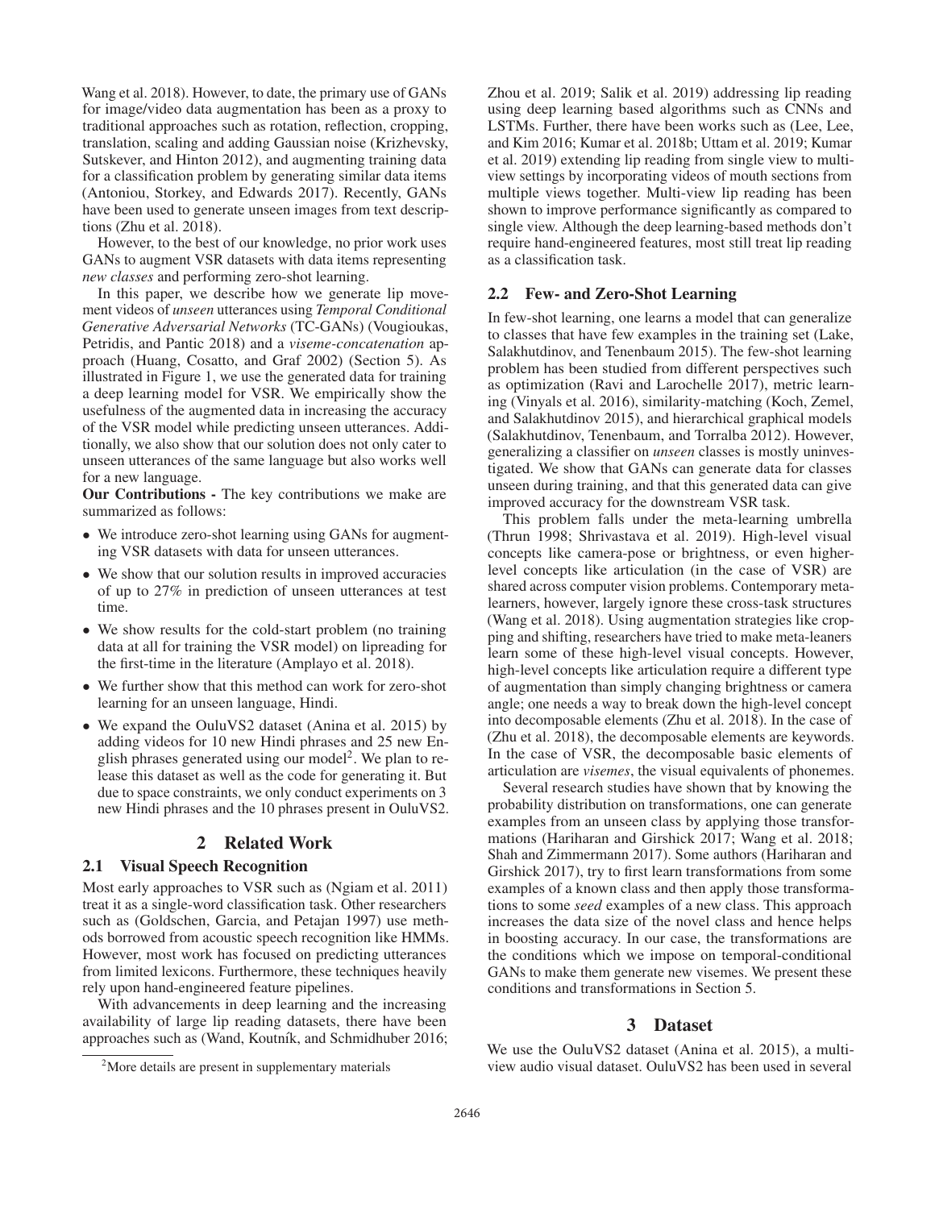Wang et al. 2018). However, to date, the primary use of GANs for image/video data augmentation has been as a proxy to traditional approaches such as rotation, reflection, cropping, translation, scaling and adding Gaussian noise (Krizhevsky, Sutskever, and Hinton 2012), and augmenting training data for a classification problem by generating similar data items (Antoniou, Storkey, and Edwards 2017). Recently, GANs have been used to generate unseen images from text descriptions (Zhu et al. 2018).

However, to the best of our knowledge, no prior work uses GANs to augment VSR datasets with data items representing *new classes* and performing zero-shot learning.

In this paper, we describe how we generate lip movement videos of *unseen* utterances using *Temporal Conditional Generative Adversarial Networks* (TC-GANs) (Vougioukas, Petridis, and Pantic 2018) and a *viseme-concatenation* approach (Huang, Cosatto, and Graf 2002) (Section 5). As illustrated in Figure 1, we use the generated data for training a deep learning model for VSR. We empirically show the usefulness of the augmented data in increasing the accuracy of the VSR model while predicting unseen utterances. Additionally, we also show that our solution does not only cater to unseen utterances of the same language but also works well for a new language.

**Our Contributions -** The key contributions we make are summarized as follows:

- We introduce zero-shot learning using GANs for augmenting VSR datasets with data for unseen utterances.
- We show that our solution results in improved accuracies of up to 27% in prediction of unseen utterances at test time.
- We show results for the cold-start problem (no training data at all for training the VSR model) on lipreading for the first-time in the literature (Amplayo et al. 2018).
- We further show that this method can work for zero-shot learning for an unseen language, Hindi.
- We expand the OuluVS2 dataset (Anina et al. 2015) by adding videos for 10 new Hindi phrases and 25 new English phrases generated using our model[2]. We plan to release this dataset as well as the code for generating it. But due to space constraints, we only conduct experiments on 3 new Hindi phrases and the 10 phrases present in OuluVS2.

## 2 Related Work

### 2.1 Visual Speech Recognition

Most early approaches to VSR such as (Ngiam et al. 2011) treat it as a single-word classification task. Other researchers such as (Goldschen, Garcia, and Petajan 1997) use methods borrowed from acoustic speech recognition like HMMs. However, most work has focused on predicting utterances from limited lexicons. Furthermore, these techniques heavily rely upon hand-engineered feature pipelines.

With advancements in deep learning and the increasing availability of large lip reading datasets, there have been approaches such as (Wand, Koutník, and Schmidhuber 2016; Zhou et al. 2019; Salik et al. 2019) addressing lip reading using deep learning based algorithms such as CNNs and LSTMs. Further, there have been works such as (Lee, Lee, and Kim 2016; Kumar et al. 2018b; Uttam et al. 2019; Kumar et al. 2019) extending lip reading from single view to multi-view settings by incorporating videos of mouth sections from multiple views together. Multi-view lip reading has been shown to improve performance significantly as compared to single view. Although the deep learning-based methods don't require hand-engineered features, most still treat lip reading as a classification task.

### 2.2 Few- and Zero-Shot Learning

In few-shot learning, one learns a model that can generalize to classes that have few examples in the training set (Lake, Salakhutdinov, and Tenenbaum 2015). The few-shot learning problem has been studied from different perspectives such as optimization (Ravi and Larochelle 2017), metric learning (Vinyals et al. 2016), similarity-matching (Koch, Zemel, and Salakhutdinov 2015), and hierarchical graphical models (Salakhutdinov, Tenenbaum, and Torralba 2012). However, generalizing a classifier on *unseen* classes is mostly uninvestigated. We show that GANs can generate data for classes unseen during training, and that this generated data can give improved accuracy for the downstream VSR task.

This problem falls under the meta-learning umbrella (Thrun 1998; Shrivastava et al. 2019). High-level visual concepts like camera-pose or brightness, or even higher-level concepts like articulation (in the case of VSR) are shared across computer vision problems. Contemporary meta-learners, however, largely ignore these cross-task structures (Wang et al. 2018). Using augmentation strategies like cropping and shifting, researchers have tried to make meta-leaners learn some of these high-level visual concepts. However, high-level concepts like articulation require a different type of augmentation than simply changing brightness or camera angle; one needs a way to break down the high-level concept into decomposable elements (Zhu et al. 2018). In the case of (Zhu et al. 2018), the decomposable elements are keywords. In the case of VSR, the decomposable basic elements of articulation are *visemes*, the visual equivalents of phonemes.

Several research studies have shown that by knowing the probability distribution on transformations, one can generate examples from an unseen class by applying those transformations (Hariharan and Girshick 2017; Wang et al. 2018; Shah and Zimmermann 2017). Some authors (Hariharan and Girshick 2017), try to first learn transformations from some examples of a known class and then apply those transformations to some *seed* examples of a new class. This approach increases the data size of the novel class and hence helps in boosting accuracy. In our case, the transformations are the conditions which we impose on temporal-conditional GANs to make them generate new visemes. We present these conditions and transformations in Section 5.

## 3 Dataset

We use the OuluVS2 dataset (Anina et al. 2015), a multi-view audio visual dataset. OuluVS2 has been used in several

[2]More details are present in supplementary materials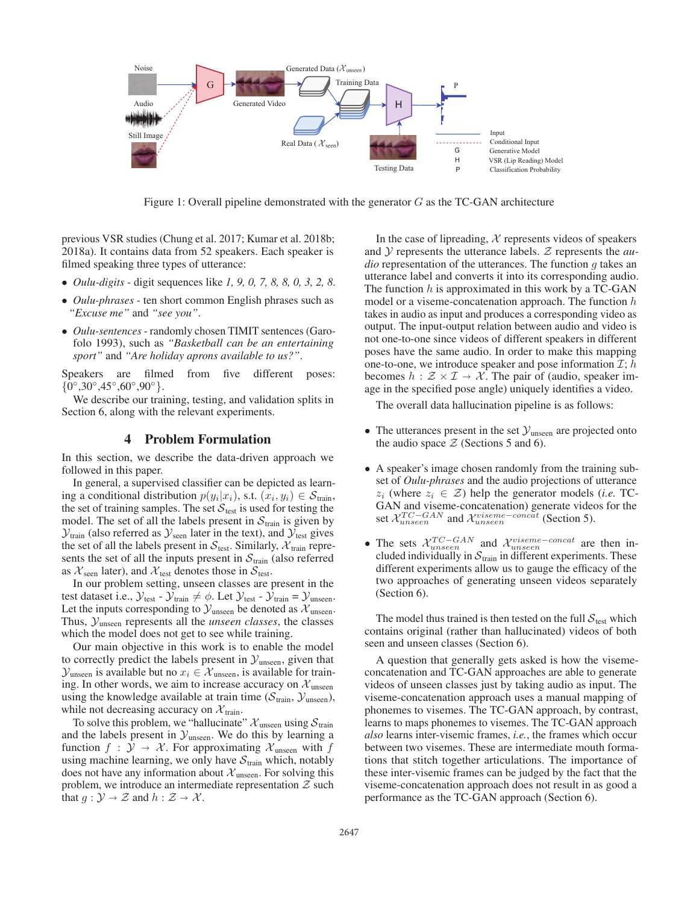Figure 1: Overall pipeline demonstrated with the generator $G$ as the TC-GAN architecture

previous VSR studies (Chung et al. 2017; Kumar et al. 2018b; 2018a). It contains data from 52 speakers. Each speaker is filmed speaking three types of utterance:

- *Oulu-digits* - digit sequences like *1, 9, 0, 7, 8, 8, 0, 3, 2, 8*.
- *Oulu-phrases* - ten short common English phrases such as *"Excuse me"* and *"see you"*.
- *Oulu-sentences* - randomly chosen TIMIT sentences (Garofolo 1993), such as *"Basketball can be an entertaining sport"* and *"Are holiday aprons available to us?"*.

Speakers are filmed from five different poses: $\{0°,30°,45°,60°,90°\}$.

We describe our training, testing, and validation splits in Section 6, along with the relevant experiments.

## 4 Problem Formulation

In this section, we describe the data-driven approach we followed in this paper.

In general, a supervised classifier can be depicted as learning a conditional distribution $p(y_i|x_i)$, s.t. $(x_i, y_i) \in \mathcal{S}_{\text{train}}$, the set of training samples. The set $\mathcal{S}_{\text{test}}$ is used for testing the model. The set of all the labels present in $\mathcal{S}_{\text{train}}$ is given by $\mathcal{Y}_{\text{train}}$ (also referred as $\mathcal{Y}_{\text{seen}}$ later in the text), and $\mathcal{Y}_{\text{test}}$ gives the set of all the labels present in $\mathcal{S}_{\text{test}}$. Similarly, $\mathcal{X}_{\text{train}}$ represents the set of all the inputs present in $\mathcal{S}_{\text{train}}$ (also referred as $\mathcal{X}_{\text{seen}}$ later), and $\mathcal{X}_{\text{test}}$ denotes those in $\mathcal{S}_{\text{test}}$.

In our problem setting, unseen classes are present in the test dataset i.e., $\mathcal{Y}_{\text{test}}$ - $\mathcal{Y}_{\text{train}} \neq \phi$. Let $\mathcal{Y}_{\text{test}}$ - $\mathcal{Y}_{\text{train}}$ = $\mathcal{Y}_{\text{unseen}}$. Let the inputs corresponding to $\mathcal{Y}_{\text{unseen}}$ be denoted as $\mathcal{X}_{\text{unseen}}$. Thus, $\mathcal{Y}_{\text{unseen}}$ represents all the *unseen classes*, the classes which the model does not get to see while training.

Our main objective in this work is to enable the model to correctly predict the labels present in $\mathcal{Y}_{\text{unseen}}$, given that $\mathcal{Y}_{\text{unseen}}$ is available but no $x_i \in \mathcal{X}_{\text{unseen}}$, is available for training. In other words, we aim to increase accuracy on $\mathcal{X}_{\text{unseen}}$ using the knowledge available at train time ($\mathcal{S}_{\text{train}}$, $\mathcal{Y}_{\text{unseen}}$), while not decreasing accuracy on $\mathcal{X}_{\text{train}}$.

To solve this problem, we "hallucinate" $\mathcal{X}_{\text{unseen}}$ using $\mathcal{S}_{\text{train}}$ and the labels present in $\mathcal{Y}_{\text{unseen}}$. We do this by learning a function $f : \mathcal{Y} \rightarrow \mathcal{X}$. For approximating $\mathcal{X}_{\text{unseen}}$ with $f$ using machine learning, we only have $\mathcal{S}_{\text{train}}$ which, notably does not have any information about $\mathcal{X}_{\text{unseen}}$. For solving this problem, we introduce an intermediate representation $\mathcal{Z}$ such that $g : \mathcal{Y} \rightarrow \mathcal{Z}$ and $h : \mathcal{Z} \rightarrow \mathcal{X}$.

In the case of lipreading, $\mathcal{X}$ represents videos of speakers and $\mathcal{Y}$ represents the utterance labels. $\mathcal{Z}$ represents the *audio* representation of the utterances. The function $g$ takes an utterance label and converts it into its corresponding audio. The function $h$ is approximated in this work by a TC-GAN model or a viseme-concatenation approach. The function $h$ takes in audio as input and produces a corresponding video as output. The input-output relation between audio and video is not one-to-one since videos of different speakers in different poses have the same audio. In order to make this mapping one-to-one, we introduce speaker and pose information $\mathcal{I}$; $h$ becomes $h : \mathcal{Z} \times \mathcal{I} \rightarrow \mathcal{X}$. The pair of (audio, speaker image in the specified pose angle) uniquely identifies a video.

The overall data hallucination pipeline is as follows:

- The utterances present in the set $\mathcal{Y}_{\text{unseen}}$ are projected onto the audio space $\mathcal{Z}$ (Sections 5 and 6).
- A speaker's image chosen randomly from the training subset of *Oulu-phrases* and the audio projections of utterance $z_i$ (where $z_i \in \mathcal{Z}$) help the generator models (*i.e.* TC-GAN and viseme-concatenation) generate videos for the set $\mathcal{X}^{TC-GAN}_{unseen}$ and $\mathcal{X}^{viseme-concat}_{unseen}$ (Section 5).
- The sets $\mathcal{X}^{TC-GAN}_{unseen}$ and $\mathcal{X}^{viseme-concat}_{unseen}$ are then included individually in $\mathcal{S}_{\text{train}}$ in different experiments. These different experiments allow us to gauge the efficacy of the two approaches of generating unseen videos separately (Section 6).

The model thus trained is then tested on the full $\mathcal{S}_{\text{test}}$ which contains original (rather than hallucinated) videos of both seen and unseen classes (Section 6).

A question that generally gets asked is how the viseme-concatenation and TC-GAN approaches are able to generate videos of unseen classes just by taking audio as input. The viseme-concatenation approach uses a manual mapping of phonemes to visemes. The TC-GAN approach, by contrast, learns to maps phonemes to visemes. The TC-GAN approach *also* learns inter-visemic frames, *i.e.*, the frames which occur between two visemes. These are intermediate mouth formations that stitch together articulations. The importance of these inter-visemic frames can be judged by the fact that the viseme-concatenation approach does not result in as good a performance as the TC-GAN approach (Section 6).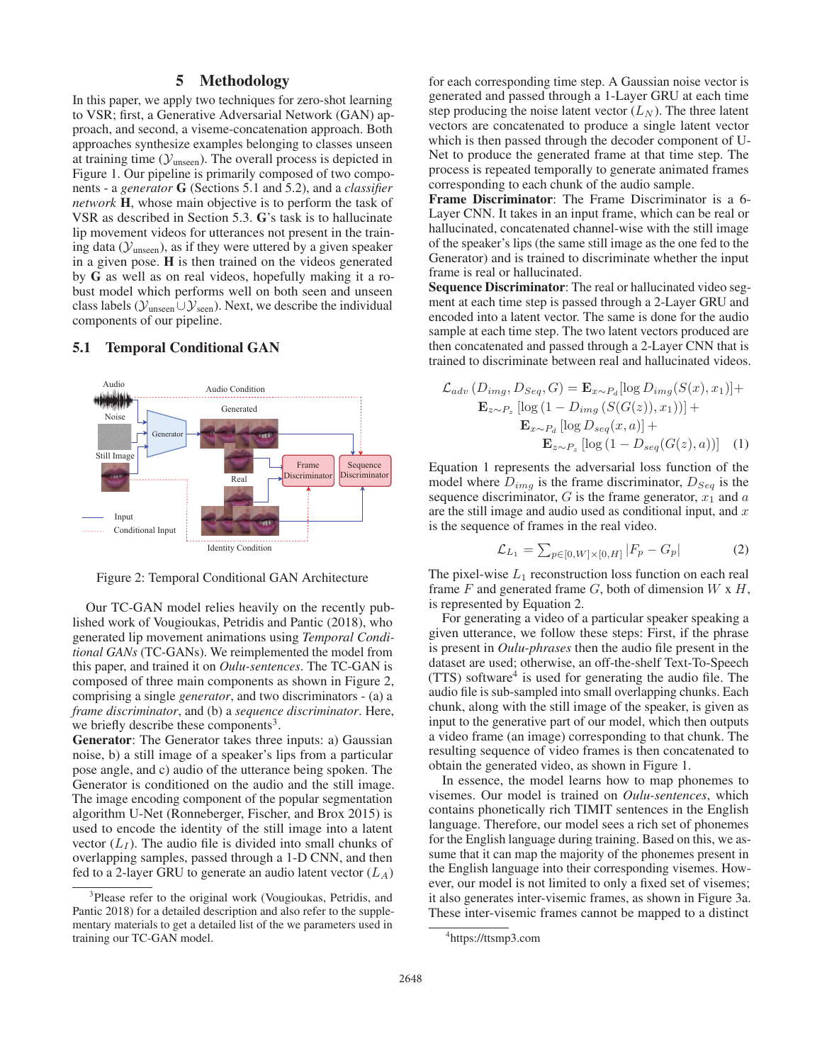## 5 Methodology

In this paper, we apply two techniques for zero-shot learning to VSR; first, a Generative Adversarial Network (GAN) approach, and second, a viseme-concatenation approach. Both approaches synthesize examples belonging to classes unseen at training time ($\mathcal{Y}_{\text{unseen}}$). The overall process is depicted in Figure 1. Our pipeline is primarily composed of two components - a *generator* **G** (Sections 5.1 and 5.2), and a *classifier network* **H**, whose main objective is to perform the task of VSR as described in Section 5.3. **G**'s task is to hallucinate lip movement videos for utterances not present in the training data ($\mathcal{Y}_{\text{unseen}}$), as if they were uttered by a given speaker in a given pose. **H** is then trained on the videos generated by **G** as well as on real videos, hopefully making it a robust model which performs well on both seen and unseen class labels ($\mathcal{Y}_{\text{unseen}} \cup \mathcal{Y}_{\text{seen}}$). Next, we describe the individual components of our pipeline.

### 5.1 Temporal Conditional GAN

Figure 2: Temporal Conditional GAN Architecture

Our TC-GAN model relies heavily on the recently published work of Vougioukas, Petridis and Pantic (2018), who generated lip movement animations using *Temporal Conditional GANs* (TC-GANs). We reimplemented the model from this paper, and trained it on *Oulu-sentences*. The TC-GAN is composed of three main components as shown in Figure 2, comprising a single *generator*, and two discriminators - (a) a *frame discriminator*, and (b) a *sequence discriminator*. Here, we briefly describe these components[3].

**Generator**: The Generator takes three inputs: a) Gaussian noise, b) a still image of a speaker's lips from a particular pose angle, and c) audio of the utterance being spoken. The Generator is conditioned on the audio and the still image. The image encoding component of the popular segmentation algorithm U-Net (Ronneberger, Fischer, and Brox 2015) is used to encode the identity of the still image into a latent vector ($L_I$). The audio file is divided into small chunks of overlapping samples, passed through a 1-D CNN, and then fed to a 2-layer GRU to generate an audio latent vector ($L_A$) for each corresponding time step. A Gaussian noise vector is generated and passed through a 1-Layer GRU at each time step producing the noise latent vector ($L_N$). The three latent vectors are concatenated to produce a single latent vector which is then passed through the decoder component of U-Net to produce the generated frame at that time step. The process is repeated temporally to generate animated frames corresponding to each chunk of the audio sample.

**Frame Discriminator**: The Frame Discriminator is a 6-Layer CNN. It takes in an input frame, which can be real or hallucinated, concatenated channel-wise with the still image of the speaker's lips (the same still image as the one fed to the Generator) and is trained to discriminate whether the input frame is real or hallucinated.

**Sequence Discriminator**: The real or hallucinated video segment at each time step is passed through a 2-Layer GRU and encoded into a latent vector. The same is done for the audio sample at each time step. The two latent vectors produced are then concatenated and passed through a 2-Layer CNN that is trained to discriminate between real and hallucinated videos.

$$
\begin{aligned}
\mathcal{L}_{adv}\left(D_{img}, D_{Seq}, G\right) = \mathbf{E}_{x\sim P_d}[\log D_{img}(S(x), x_1)] + \\
\mathbf{E}_{z\sim P_z}\left[\log\left(1 - D_{img}\left(S(G(z)), x_1\right)\right)\right] + \\
\mathbf{E}_{x\sim P_d}\left[\log D_{seq}(x, a)\right] + \\
\mathbf{E}_{z\sim P_z}\left[\log\left(1 - D_{seq}(G(z), a)\right)\right] \quad (1)
\end{aligned}
$$

Equation 1 represents the adversarial loss function of the model where $D_{img}$ is the frame discriminator, $D_{Seq}$ is the sequence discriminator, $G$ is the frame generator, $x_1$ and $a$ are the still image and audio used as conditional input, and $x$ is the sequence of frames in the real video.

$$
\mathcal{L}_{L_1} = \sum_{p\in[0,W]\times[0,H]} |F_p - G_p| \quad (2)
$$

The pixel-wise $L_1$ reconstruction loss function on each real frame $F$ and generated frame $G$, both of dimension $W$ x $H$, is represented by Equation 2.

For generating a video of a particular speaker speaking a given utterance, we follow these steps: First, if the phrase is present in *Oulu-phrases* then the audio file present in the dataset are used; otherwise, an off-the-shelf Text-To-Speech (TTS) software[4] is used for generating the audio file. The audio file is sub-sampled into small overlapping chunks. Each chunk, along with the still image of the speaker, is given as input to the generative part of our model, which then outputs a video frame (an image) corresponding to that chunk. The resulting sequence of video frames is then concatenated to obtain the generated video, as shown in Figure 1.

In essence, the model learns how to map phonemes to visemes. Our model is trained on *Oulu-sentences*, which contains phonetically rich TIMIT sentences in the English language. Therefore, our model sees a rich set of phonemes for the English language during training. Based on this, we assume that it can map the majority of the phonemes present in the English language into their corresponding visemes. However, our model is not limited to only a fixed set of visemes; it also generates inter-visemic frames, as shown in Figure 3a. These inter-visemic frames cannot be mapped to a distinct

[3] Please refer to the original work (Vougioukas, Petridis, and Pantic 2018) for a detailed description and also refer to the supplementary materials to get a detailed list of the we parameters used in training our TC-GAN model.

[4] https://ttsmp3.com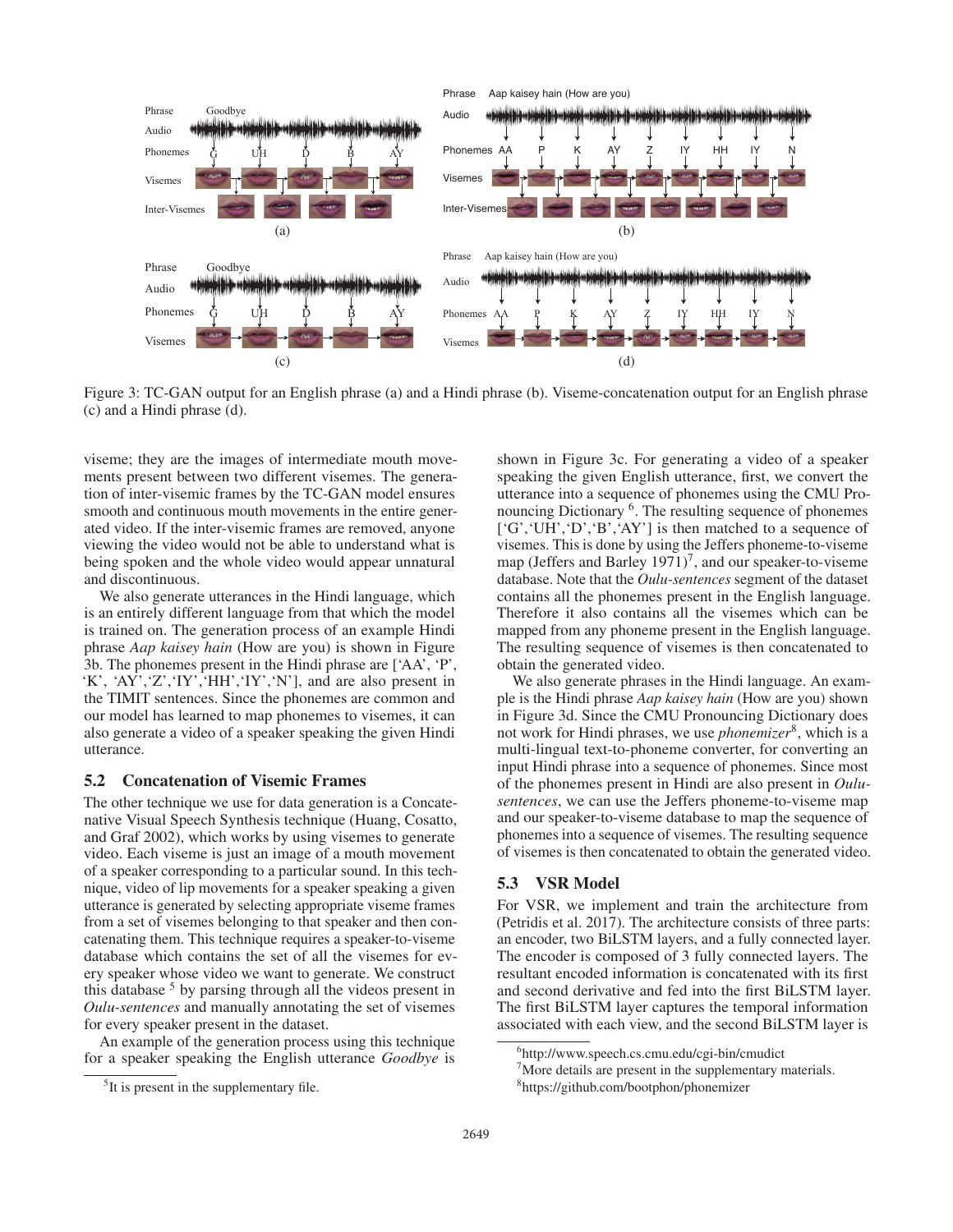Figure 3: TC-GAN output for an English phrase (a) and a Hindi phrase (b). Viseme-concatenation output for an English phrase (c) and a Hindi phrase (d).

viseme; they are the images of intermediate mouth movements present between two different visemes. The generation of inter-visemic frames by the TC-GAN model ensures smooth and continuous mouth movements in the entire generated video. If the inter-visemic frames are removed, anyone viewing the video would not be able to understand what is being spoken and the whole video would appear unnatural and discontinuous.

We also generate utterances in the Hindi language, which is an entirely different language from that which the model is trained on. The generation process of an example Hindi phrase *Aap kaisey hain* (How are you) is shown in Figure 3b. The phonemes present in the Hindi phrase are ['AA', 'P', 'K', 'AY','Z','IY','HH','IY','N'], and are also present in the TIMIT sentences. Since the phonemes are common and our model has learned to map phonemes to visemes, it can also generate a video of a speaker speaking the given Hindi utterance.

## 5.2 Concatenation of Visemic Frames

The other technique we use for data generation is a Concatenative Visual Speech Synthesis technique (Huang, Cosatto, and Graf 2002), which works by using visemes to generate video. Each viseme is just an image of a mouth movement of a speaker corresponding to a particular sound. In this technique, video of lip movements for a speaker speaking a given utterance is generated by selecting appropriate viseme frames from a set of visemes belonging to that speaker and then concatenating them. This technique requires a speaker-to-viseme database which contains the set of all the visemes for every speaker whose video we want to generate. We construct this database [5] by parsing through all the videos present in *Oulu-sentences* and manually annotating the set of visemes for every speaker present in the dataset.

An example of the generation process using this technique for a speaker speaking the English utterance *Goodbye* is shown in Figure 3c. For generating a video of a speaker speaking the given English utterance, first, we convert the utterance into a sequence of phonemes using the CMU Pronouncing Dictionary [6]. The resulting sequence of phonemes ['G','UH','D','B','AY'] is then matched to a sequence of visemes. This is done by using the Jeffers phoneme-to-viseme map (Jeffers and Barley 1971)[7], and our speaker-to-viseme database. Note that the *Oulu-sentences* segment of the dataset contains all the phonemes present in the English language. Therefore it also contains all the visemes which can be mapped from any phoneme present in the English language. The resulting sequence of visemes is then concatenated to obtain the generated video.

We also generate phrases in the Hindi language. An example is the Hindi phrase *Aap kaisey hain* (How are you) shown in Figure 3d. Since the CMU Pronouncing Dictionary does not work for Hindi phrases, we use *phonemizer*[8], which is a multi-lingual text-to-phoneme converter, for converting an input Hindi phrase into a sequence of phonemes. Since most of the phonemes present in Hindi are also present in *Oulu-sentences*, we can use the Jeffers phoneme-to-viseme map and our speaker-to-viseme database to map the sequence of phonemes into a sequence of visemes. The resulting sequence of visemes is then concatenated to obtain the generated video.

## 5.3 VSR Model

For VSR, we implement and train the architecture from (Petridis et al. 2017). The architecture consists of three parts: an encoder, two BiLSTM layers, and a fully connected layer. The encoder is composed of 3 fully connected layers. The resultant encoded information is concatenated with its first and second derivative and fed into the first BiLSTM layer. The first BiLSTM layer captures the temporal information associated with each view, and the second BiLSTM layer is

[5] It is present in the supplementary file.

[6] http://www.speech.cs.cmu.edu/cgi-bin/cmudict

[7] More details are present in the supplementary materials.

[8] https://github.com/bootphon/phonemizer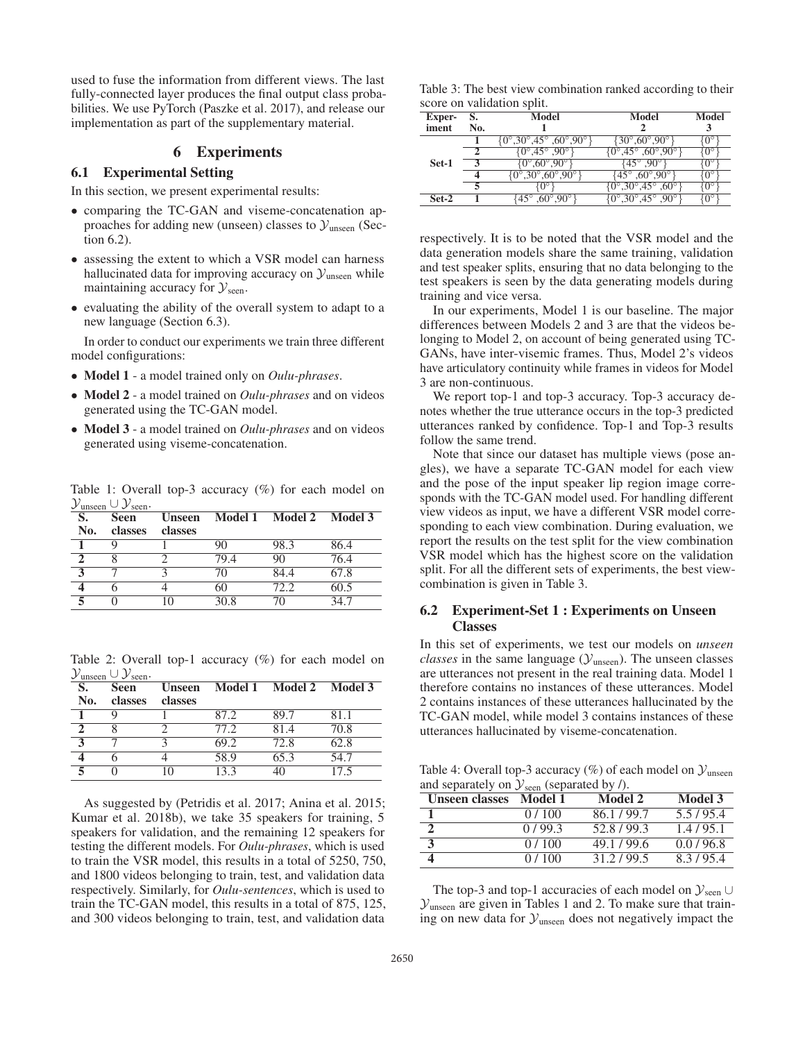used to fuse the information from different views. The last fully-connected layer produces the final output class probabilities. We use PyTorch (Paszke et al. 2017), and release our implementation as part of the supplementary material.

# 6 Experiments

## 6.1 Experimental Setting

In this section, we present experimental results:

- comparing the TC-GAN and viseme-concatenation approaches for adding new (unseen) classes to $\mathcal{Y}_{\text{unseen}}$ (Section 6.2).
- assessing the extent to which a VSR model can harness hallucinated data for improving accuracy on $\mathcal{Y}_{\text{unseen}}$ while maintaining accuracy for $\mathcal{Y}_{\text{seen}}$.
- evaluating the ability of the overall system to adapt to a new language (Section 6.3).

In order to conduct our experiments we train three different model configurations:

- **Model 1** - a model trained only on *Oulu-phrases*.
- **Model 2** - a model trained on *Oulu-phrases* and on videos generated using the TC-GAN model.
- **Model 3** - a model trained on *Oulu-phrases* and on videos generated using viseme-concatenation.

Table 1: Overall top-3 accuracy (%) for each model on $\mathcal{Y}_{\text{unseen}} \cup \mathcal{Y}_{\text{seen}}$.

| S. No. | Seen classes | Unseen classes | Model 1 | Model 2 | Model 3 |
|---|---|---|---|---|---|
| 1 | 9 | 1 | 90 | 98.3 | 86.4 |
| 2 | 8 | 2 | 79.4 | 90 | 76.4 |
| 3 | 7 | 3 | 70 | 84.4 | 67.8 |
| 4 | 6 | 4 | 60 | 72.2 | 60.5 |
| 5 | 0 | 10 | 30.8 | 70 | 34.7 |

Table 2: Overall top-1 accuracy (%) for each model on $\mathcal{Y}_{\text{unseen}} \cup \mathcal{Y}_{\text{seen}}$.

| S. No. | Seen classes | Unseen classes | Model 1 | Model 2 | Model 3 |
|---|---|---|---|---|---|
| 1 | 9 | 1 | 87.2 | 89.7 | 81.1 |
| 2 | 8 | 2 | 77.2 | 81.4 | 70.8 |
| 3 | 7 | 3 | 69.2 | 72.8 | 62.8 |
| 4 | 6 | 4 | 58.9 | 65.3 | 54.7 |
| 5 | 0 | 10 | 13.3 | 40 | 17.5 |

As suggested by (Petridis et al. 2017; Anina et al. 2015; Kumar et al. 2018b), we take 35 speakers for training, 5 speakers for validation, and the remaining 12 speakers for testing the different models. For *Oulu-phrases*, which is used to train the VSR model, this results in a total of 5250, 750, and 1800 videos belonging to train, test, and validation data respectively. Similarly, for *Oulu-sentences*, which is used to train the TC-GAN model, this results in a total of 875, 125, and 300 videos belonging to train, test, and validation data respectively. It is to be noted that the VSR model and the data generation models share the same training, validation and test speaker splits, ensuring that no data belonging to the test speakers is seen by the data generating models during training and vice versa.

Table 3: The best view combination ranked according to their score on validation split.

| Experiment | S. No. | Model 1 | Model 2 | Model 3 |
|---|---|---|---|---|
| Set-1 | 1 | {0°,30°,45° ,60°,90°} | {30°,60°,90°} | {0°} |
| | 2 | {0°,45° ,90°} | {0°,45° ,60°,90°} | {0°} |
| | 3 | {0°,60°,90°} | {45° ,90°} | {0°} |
| | 4 | {0°,30°,60°,90°} | {45° ,60°,90°} | {0°} |
| | 5 | {0°} | {0°,30°,45° ,60°} | {0°} |
| Set-2 | 1 | {45° ,60°,90°} | {0°,30°,45° ,90°} | {0°} |

In our experiments, Model 1 is our baseline. The major differences between Models 2 and 3 are that the videos belonging to Model 2, on account of being generated using TC-GANs, have inter-visemic frames. Thus, Model 2's videos have articulatory continuity while frames in videos for Model 3 are non-continuous.

We report top-1 and top-3 accuracy. Top-3 accuracy denotes whether the true utterance occurs in the top-3 predicted utterances ranked by confidence. Top-1 and Top-3 results follow the same trend.

Note that since our dataset has multiple views (pose angles), we have a separate TC-GAN model for each view and the pose of the input speaker lip region image corresponds with the TC-GAN model used. For handling different view videos as input, we have a different VSR model corresponding to each view combination. During evaluation, we report the results on the test split for the view combination VSR model which has the highest score on the validation split. For all the different sets of experiments, the best view-combination is given in Table 3.

## 6.2 Experiment-Set 1 : Experiments on Unseen Classes

In this set of experiments, we test our models on *unseen classes* in the same language ($\mathcal{Y}_{\text{unseen}}$). The unseen classes are utterances not present in the real training data. Model 1 therefore contains no instances of these utterances. Model 2 contains instances of these utterances hallucinated by the TC-GAN model, while model 3 contains instances of these utterances hallucinated by viseme-concatenation.

Table 4: Overall top-3 accuracy (%) of each model on $\mathcal{Y}_{\text{unseen}}$ and separately on $\mathcal{Y}_{\text{seen}}$ (separated by /).

| Unseen classes | Model 1 | Model 2 | Model 3 |
|---|---|---|---|
| 1 | 0 / 100 | 86.1 / 99.7 | 5.5 / 95.4 |
| 2 | 0 / 99.3 | 52.8 / 99.3 | 1.4 / 95.1 |
| 3 | 0 / 100 | 49.1 / 99.6 | 0.0 / 96.8 |
| 4 | 0 / 100 | 31.2 / 99.5 | 8.3 / 95.4 |

The top-3 and top-1 accuracies of each model on $\mathcal{Y}_{\text{seen}} \cup \mathcal{Y}_{\text{unseen}}$ are given in Tables 1 and 2. To make sure that training on new data for $\mathcal{Y}_{\text{unseen}}$ does not negatively impact the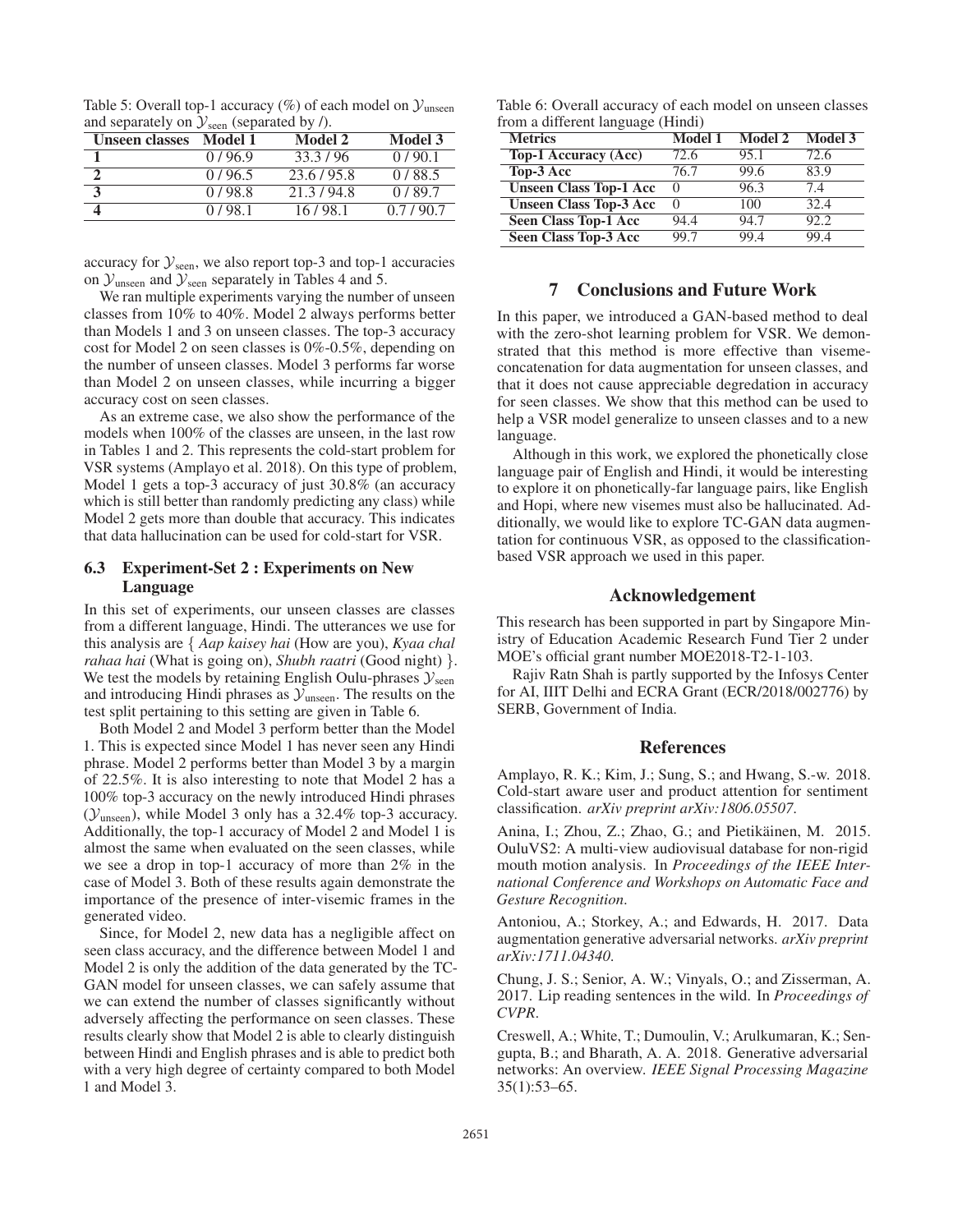Table 5: Overall top-1 accuracy (%) of each model on $\mathcal{Y}_{\text{unseen}}$ and separately on $\mathcal{Y}_{\text{seen}}$ (separated by /).

| Unseen classes | Model 1 | Model 2 | Model 3 |
|---|---|---|---|
| 1 | 0 / 96.9 | 33.3 / 96 | 0 / 90.1 |
| 2 | 0 / 96.5 | 23.6 / 95.8 | 0 / 88.5 |
| 3 | 0 / 98.8 | 21.3 / 94.8 | 0 / 89.7 |
| 4 | 0 / 98.1 | 16 / 98.1 | 0.7 / 90.7 |

accuracy for $\mathcal{Y}_{\text{seen}}$, we also report top-3 and top-1 accuracies on $\mathcal{Y}_{\text{unseen}}$ and $\mathcal{Y}_{\text{seen}}$ separately in Tables 4 and 5.

We ran multiple experiments varying the number of unseen classes from 10% to 40%. Model 2 always performs better than Models 1 and 3 on unseen classes. The top-3 accuracy cost for Model 2 on seen classes is 0%-0.5%, depending on the number of unseen classes. Model 3 performs far worse than Model 2 on unseen classes, while incurring a bigger accuracy cost on seen classes.

As an extreme case, we also show the performance of the models when 100% of the classes are unseen, in the last row in Tables 1 and 2. This represents the cold-start problem for VSR systems (Amplayo et al. 2018). On this type of problem, Model 1 gets a top-3 accuracy of just 30.8% (an accuracy which is still better than randomly predicting any class) while Model 2 gets more than double that accuracy. This indicates that data hallucination can be used for cold-start for VSR.

### 6.3 Experiment-Set 2 : Experiments on New Language

In this set of experiments, our unseen classes are classes from a different language, Hindi. The utterances we use for this analysis are { *Aap kaisey hai* (How are you), *Kyaa chal rahaa hai* (What is going on), *Shubh raatri* (Good night) }. We test the models by retaining English Oulu-phrases $\mathcal{Y}_{\text{seen}}$ and introducing Hindi phrases as $\mathcal{Y}_{\text{unseen}}$. The results on the test split pertaining to this setting are given in Table 6.

Both Model 2 and Model 3 perform better than the Model 1. This is expected since Model 1 has never seen any Hindi phrase. Model 2 performs better than Model 3 by a margin of 22.5%. It is also interesting to note that Model 2 has a 100% top-3 accuracy on the newly introduced Hindi phrases ($\mathcal{Y}_{\text{unseen}}$), while Model 3 only has a 32.4% top-3 accuracy. Additionally, the top-1 accuracy of Model 2 and Model 1 is almost the same when evaluated on the seen classes, while we see a drop in top-1 accuracy of more than 2% in the case of Model 3. Both of these results again demonstrate the importance of the presence of inter-visemic frames in the generated video.

Since, for Model 2, new data has a negligible affect on seen class accuracy, and the difference between Model 1 and Model 2 is only the addition of the data generated by the TC-GAN model for unseen classes, we can safely assume that we can extend the number of classes significantly without adversely affecting the performance on seen classes. These results clearly show that Model 2 is able to clearly distinguish between Hindi and English phrases and is able to predict both with a very high degree of certainty compared to both Model 1 and Model 3.

Table 6: Overall accuracy of each model on unseen classes from a different language (Hindi)

| Metrics | Model 1 | Model 2 | Model 3 |
|---|---|---|---|
| Top-1 Accuracy (Acc) | 72.6 | 95.1 | 72.6 |
| Top-3 Acc | 76.7 | 99.6 | 83.9 |
| Unseen Class Top-1 Acc | 0 | 96.3 | 7.4 |
| Unseen Class Top-3 Acc | 0 | 100 | 32.4 |
| Seen Class Top-1 Acc | 94.4 | 94.7 | 92.2 |
| Seen Class Top-3 Acc | 99.7 | 99.4 | 99.4 |

## 7 Conclusions and Future Work

In this paper, we introduced a GAN-based method to deal with the zero-shot learning problem for VSR. We demonstrated that this method is more effective than viseme-concatenation for data augmentation for unseen classes, and that it does not cause appreciable degredation in accuracy for seen classes. We show that this method can be used to help a VSR model generalize to unseen classes and to a new language.

Although in this work, we explored the phonetically close language pair of English and Hindi, it would be interesting to explore it on phonetically-far language pairs, like English and Hopi, where new visemes must also be hallucinated. Additionally, we would like to explore TC-GAN data augmentation for continuous VSR, as opposed to the classification-based VSR approach we used in this paper.

## Acknowledgement

This research has been supported in part by Singapore Ministry of Education Academic Research Fund Tier 2 under MOE's official grant number MOE2018-T2-1-103.

Rajiv Ratn Shah is partly supported by the Infosys Center for AI, IIIT Delhi and ECRA Grant (ECR/2018/002776) by SERB, Government of India.

## References

Amplayo, R. K.; Kim, J.; Sung, S.; and Hwang, S.-w. 2018. Cold-start aware user and product attention for sentiment classification. *arXiv preprint arXiv:1806.05507*.

Anina, I.; Zhou, Z.; Zhao, G.; and Pietikäinen, M. 2015. OuluVS2: A multi-view audiovisual database for non-rigid mouth motion analysis. In *Proceedings of the IEEE International Conference and Workshops on Automatic Face and Gesture Recognition*.

Antoniou, A.; Storkey, A.; and Edwards, H. 2017. Data augmentation generative adversarial networks. *arXiv preprint arXiv:1711.04340*.

Chung, J. S.; Senior, A. W.; Vinyals, O.; and Zisserman, A. 2017. Lip reading sentences in the wild. In *Proceedings of CVPR*.

Creswell, A.; White, T.; Dumoulin, V.; Arulkumaran, K.; Sengupta, B.; and Bharath, A. A. 2018. Generative adversarial networks: An overview. *IEEE Signal Processing Magazine* 35(1):53–65.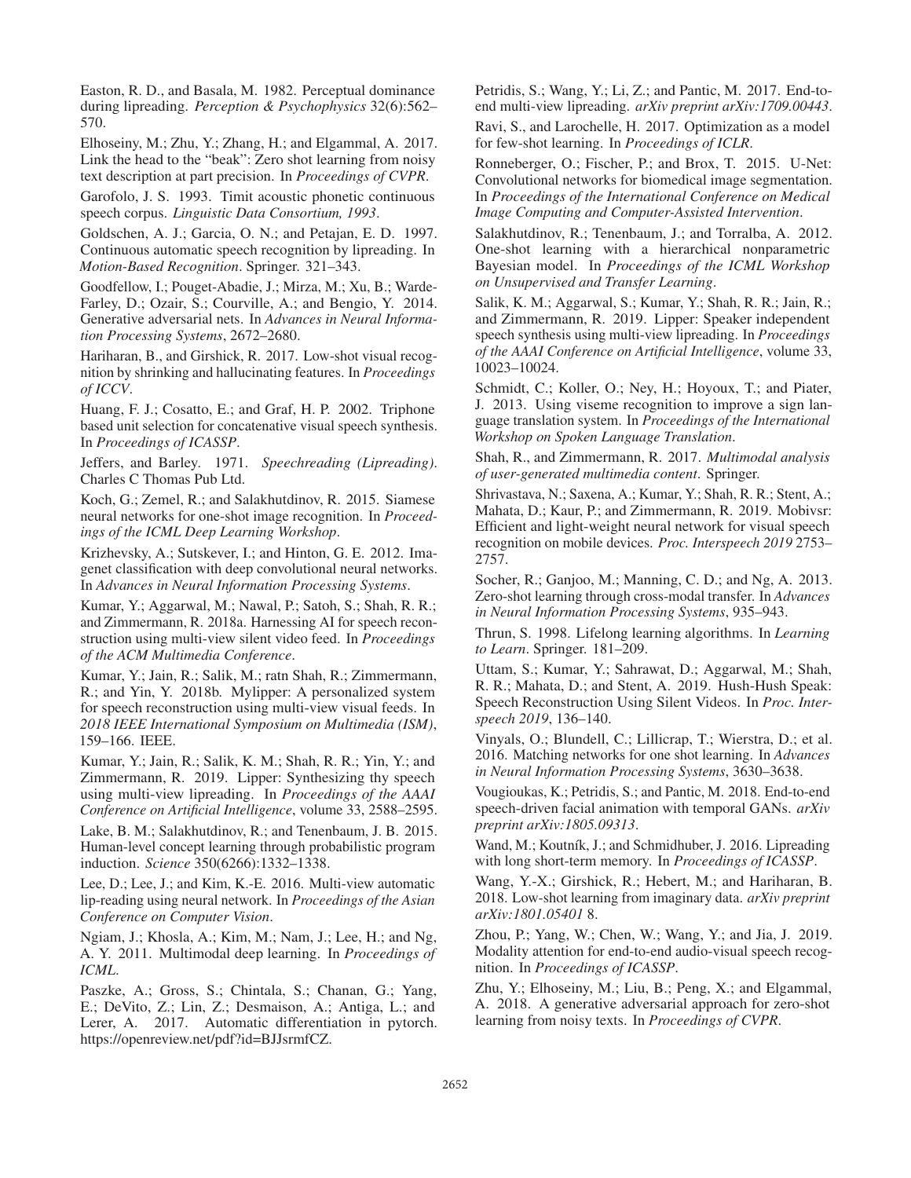Easton, R. D., and Basala, M. 1982. Perceptual dominance during lipreading. *Perception & Psychophysics* 32(6):562–570.

Elhoseiny, M.; Zhu, Y.; Zhang, H.; and Elgammal, A. 2017. Link the head to the "beak": Zero shot learning from noisy text description at part precision. In *Proceedings of CVPR*.

Garofolo, J. S. 1993. Timit acoustic phonetic continuous speech corpus. *Linguistic Data Consortium, 1993*.

Goldschen, A. J.; Garcia, O. N.; and Petajan, E. D. 1997. Continuous automatic speech recognition by lipreading. In *Motion-Based Recognition*. Springer. 321–343.

Goodfellow, I.; Pouget-Abadie, J.; Mirza, M.; Xu, B.; Warde-Farley, D.; Ozair, S.; Courville, A.; and Bengio, Y. 2014. Generative adversarial nets. In *Advances in Neural Information Processing Systems*, 2672–2680.

Hariharan, B., and Girshick, R. 2017. Low-shot visual recognition by shrinking and hallucinating features. In *Proceedings of ICCV*.

Huang, F. J.; Cosatto, E.; and Graf, H. P. 2002. Triphone based unit selection for concatenative visual speech synthesis. In *Proceedings of ICASSP*.

Jeffers, and Barley. 1971. *Speechreading (Lipreading)*. Charles C Thomas Pub Ltd.

Koch, G.; Zemel, R.; and Salakhutdinov, R. 2015. Siamese neural networks for one-shot image recognition. In *Proceedings of the ICML Deep Learning Workshop*.

Krizhevsky, A.; Sutskever, I.; and Hinton, G. E. 2012. Imagenet classification with deep convolutional neural networks. In *Advances in Neural Information Processing Systems*.

Kumar, Y.; Aggarwal, M.; Nawal, P.; Satoh, S.; Shah, R. R.; and Zimmermann, R. 2018a. Harnessing AI for speech reconstruction using multi-view silent video feed. In *Proceedings of the ACM Multimedia Conference*.

Kumar, Y.; Jain, R.; Salik, M.; ratn Shah, R.; Zimmermann, R.; and Yin, Y. 2018b. Mylipper: A personalized system for speech reconstruction using multi-view visual feeds. In *2018 IEEE International Symposium on Multimedia (ISM)*, 159–166. IEEE.

Kumar, Y.; Jain, R.; Salik, K. M.; Shah, R. R.; Yin, Y.; and Zimmermann, R. 2019. Lipper: Synthesizing thy speech using multi-view lipreading. In *Proceedings of the AAAI Conference on Artificial Intelligence*, volume 33, 2588–2595.

Lake, B. M.; Salakhutdinov, R.; and Tenenbaum, J. B. 2015. Human-level concept learning through probabilistic program induction. *Science* 350(6266):1332–1338.

Lee, D.; Lee, J.; and Kim, K.-E. 2016. Multi-view automatic lip-reading using neural network. In *Proceedings of the Asian Conference on Computer Vision*.

Ngiam, J.; Khosla, A.; Kim, M.; Nam, J.; Lee, H.; and Ng, A. Y. 2011. Multimodal deep learning. In *Proceedings of ICML*.

Paszke, A.; Gross, S.; Chintala, S.; Chanan, G.; Yang, E.; DeVito, Z.; Lin, Z.; Desmaison, A.; Antiga, L.; and Lerer, A. 2017. Automatic differentiation in pytorch. https://openreview.net/pdf?id=BJJsrmfCZ.

Petridis, S.; Wang, Y.; Li, Z.; and Pantic, M. 2017. End-to-end multi-view lipreading. *arXiv preprint arXiv:1709.00443*.

Ravi, S., and Larochelle, H. 2017. Optimization as a model for few-shot learning. In *Proceedings of ICLR*.

Ronneberger, O.; Fischer, P.; and Brox, T. 2015. U-Net: Convolutional networks for biomedical image segmentation. In *Proceedings of the International Conference on Medical Image Computing and Computer-Assisted Intervention*.

Salakhutdinov, R.; Tenenbaum, J.; and Torralba, A. 2012. One-shot learning with a hierarchical nonparametric Bayesian model. In *Proceedings of the ICML Workshop on Unsupervised and Transfer Learning*.

Salik, K. M.; Aggarwal, S.; Kumar, Y.; Shah, R. R.; Jain, R.; and Zimmermann, R. 2019. Lipper: Speaker independent speech synthesis using multi-view lipreading. In *Proceedings of the AAAI Conference on Artificial Intelligence*, volume 33, 10023–10024.

Schmidt, C.; Koller, O.; Ney, H.; Hoyoux, T.; and Piater, J. 2013. Using viseme recognition to improve a sign language translation system. In *Proceedings of the International Workshop on Spoken Language Translation*.

Shah, R., and Zimmermann, R. 2017. *Multimodal analysis of user-generated multimedia content*. Springer.

Shrivastava, N.; Saxena, A.; Kumar, Y.; Shah, R. R.; Stent, A.; Mahata, D.; Kaur, P.; and Zimmermann, R. 2019. Mobivsr: Efficient and light-weight neural network for visual speech recognition on mobile devices. *Proc. Interspeech 2019* 2753–2757.

Socher, R.; Ganjoo, M.; Manning, C. D.; and Ng, A. 2013. Zero-shot learning through cross-modal transfer. In *Advances in Neural Information Processing Systems*, 935–943.

Thrun, S. 1998. Lifelong learning algorithms. In *Learning to Learn*. Springer. 181–209.

Uttam, S.; Kumar, Y.; Sahrawat, D.; Aggarwal, M.; Shah, R. R.; Mahata, D.; and Stent, A. 2019. Hush-Hush Speak: Speech Reconstruction Using Silent Videos. In *Proc. Interspeech 2019*, 136–140.

Vinyals, O.; Blundell, C.; Lillicrap, T.; Wierstra, D.; et al. 2016. Matching networks for one shot learning. In *Advances in Neural Information Processing Systems*, 3630–3638.

Vougioukas, K.; Petridis, S.; and Pantic, M. 2018. End-to-end speech-driven facial animation with temporal GANs. *arXiv preprint arXiv:1805.09313*.

Wand, M.; Koutník, J.; and Schmidhuber, J. 2016. Lipreading with long short-term memory. In *Proceedings of ICASSP*.

Wang, Y.-X.; Girshick, R.; Hebert, M.; and Hariharan, B. 2018. Low-shot learning from imaginary data. *arXiv preprint arXiv:1801.05401* 8.

Zhou, P.; Yang, W.; Chen, W.; Wang, Y.; and Jia, J. 2019. Modality attention for end-to-end audio-visual speech recognition. In *Proceedings of ICASSP*.

Zhu, Y.; Elhoseiny, M.; Liu, B.; Peng, X.; and Elgammal, A. 2018. A generative adversarial approach for zero-shot learning from noisy texts. In *Proceedings of CVPR*.